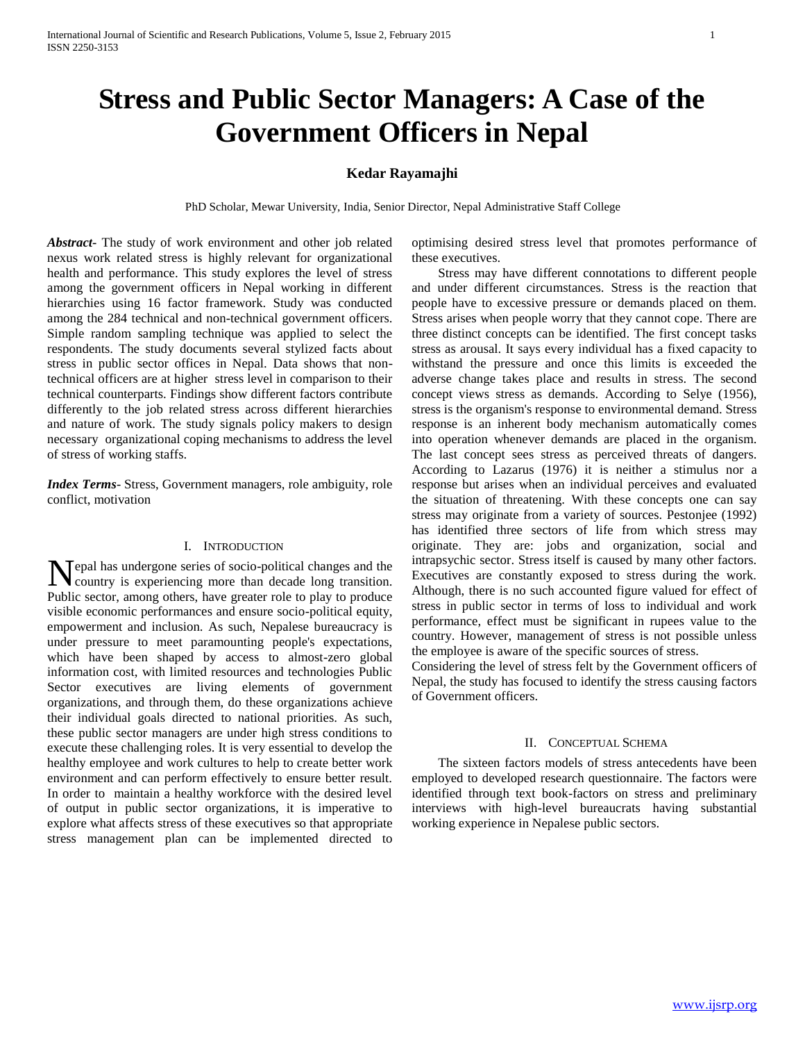# Stress and Public Sector Managers: A Case of the Government Officers in Nepal

**Kedar Rayamajhi**

PhD Scholar, Mewar University, India, Senior Director, Nepal Administrative Staff College

***Abstract***- The study of work environment and other job related nexus work related stress is highly relevant for organizational health and performance. This study explores the level of stress among the government officers in Nepal working in different hierarchies using 16 factor framework. Study was conducted among the 284 technical and non-technical government officers. Simple random sampling technique was applied to select the respondents. The study documents several stylized facts about stress in public sector offices in Nepal. Data shows that non-technical officers are at higher stress level in comparison to their technical counterparts. Findings show different factors contribute differently to the job related stress across different hierarchies and nature of work. The study signals policy makers to design necessary organizational coping mechanisms to address the level of stress of working staffs.

***Index Terms***- Stress, Government managers, role ambiguity, role conflict, motivation

## I. Introduction

Nepal has undergone series of socio-political changes and the country is experiencing more than decade long transition. Public sector, among others, have greater role to play to produce visible economic performances and ensure socio-political equity, empowerment and inclusion. As such, Nepalese bureaucracy is under pressure to meet paramounting people's expectations, which have been shaped by access to almost-zero global information cost, with limited resources and technologies Public Sector executives are living elements of government organizations, and through them, do these organizations achieve their individual goals directed to national priorities. As such, these public sector managers are under high stress conditions to execute these challenging roles. It is very essential to develop the healthy employee and work cultures to help to create better work environment and can perform effectively to ensure better result. In order to maintain a healthy workforce with the desired level of output in public sector organizations, it is imperative to explore what affects stress of these executives so that appropriate stress management plan can be implemented directed to optimising desired stress level that promotes performance of these executives.

Stress may have different connotations to different people and under different circumstances. Stress is the reaction that people have to excessive pressure or demands placed on them. Stress arises when people worry that they cannot cope. There are three distinct concepts can be identified. The first concept tasks stress as arousal. It says every individual has a fixed capacity to withstand the pressure and once this limits is exceeded the adverse change takes place and results in stress. The second concept views stress as demands. According to Selye (1956), stress is the organism's response to environmental demand. Stress response is an inherent body mechanism automatically comes into operation whenever demands are placed in the organism. The last concept sees stress as perceived threats of dangers. According to Lazarus (1976) it is neither a stimulus nor a response but arises when an individual perceives and evaluated the situation of threatening. With these concepts one can say stress may originate from a variety of sources. Pestonjee (1992) has identified three sectors of life from which stress may originate. They are: jobs and organization, social and intrapsychic sector. Stress itself is caused by many other factors. Executives are constantly exposed to stress during the work. Although, there is no such accounted figure valued for effect of stress in public sector in terms of loss to individual and work performance, effect must be significant in rupees value to the country. However, management of stress is not possible unless the employee is aware of the specific sources of stress.

Considering the level of stress felt by the Government officers of Nepal, the study has focused to identify the stress causing factors of Government officers.

## II. Conceptual Schema

The sixteen factors models of stress antecedents have been employed to developed research questionnaire. The factors were identified through text book-factors on stress and preliminary interviews with high-level bureaucrats having substantial working experience in Nepalese public sectors.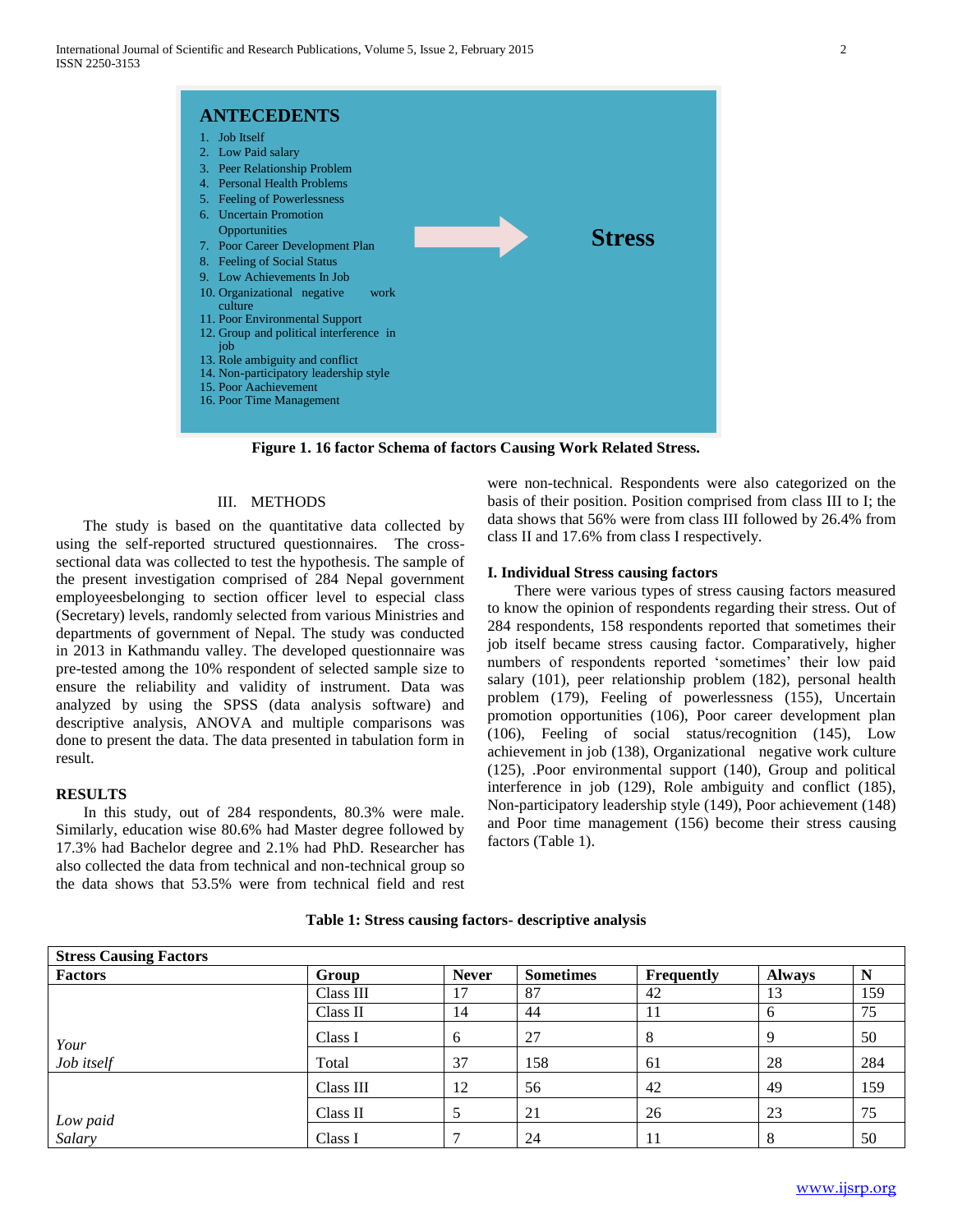**ANTECEDENTS**

1. Job Itself
2. Low Paid salary
3. Peer Relationship Problem
4. Personal Health Problems
5. Feeling of Powerlessness
6. Uncertain Promotion Opportunities
7. Poor Career Development Plan
8. Feeling of Social Status
9. Low Achievements In Job
10. Organizational negative work culture
11. Poor Environmental Support
12. Group and political interference in job
13. Role ambiguity and conflict
14. Non-participatory leadership style
15. Poor Aachievement
16. Poor Time Management

→ **Stress**

**Figure 1. 16 factor Schema of factors Causing Work Related Stress.**

## III. METHODS

The study is based on the quantitative data collected by using the self-reported structured questionnaires. The cross-sectional data was collected to test the hypothesis. The sample of the present investigation comprised of 284 Nepal government employeesbelonging to section officer level to especial class (Secretary) levels, randomly selected from various Ministries and departments of government of Nepal. The study was conducted in 2013 in Kathmandu valley. The developed questionnaire was pre-tested among the 10% respondent of selected sample size to ensure the reliability and validity of instrument. Data was analyzed by using the SPSS (data analysis software) and descriptive analysis, ANOVA and multiple comparisons was done to present the data. The data presented in tabulation form in result.

## RESULTS

In this study, out of 284 respondents, 80.3% were male. Similarly, education wise 80.6% had Master degree followed by 17.3% had Bachelor degree and 2.1% had PhD. Researcher has also collected the data from technical and non-technical group so the data shows that 53.5% were from technical field and rest were non-technical. Respondents were also categorized on the basis of their position. Position comprised from class III to I; the data shows that 56% were from class III followed by 26.4% from class II and 17.6% from class I respectively.

### I. Individual Stress causing factors

There were various types of stress causing factors measured to know the opinion of respondents regarding their stress. Out of 284 respondents, 158 respondents reported that sometimes their job itself became stress causing factor. Comparatively, higher numbers of respondents reported 'sometimes' their low paid salary (101), peer relationship problem (182), personal health problem (179), Feeling of powerlessness (155), Uncertain promotion opportunities (106), Poor career development plan (106), Feeling of social status/recognition (145), Low achievement in job (138), Organizational negative work culture (125), .Poor environmental support (140), Group and political interference in job (129), Role ambiguity and conflict (185), Non-participatory leadership style (149), Poor achievement (148) and Poor time management (156) become their stress causing factors (Table 1).

**Table 1: Stress causing factors- descriptive analysis**

| **Stress Causing Factors** | | | | | | |
|---|---|---|---|---|---|---|
| **Factors** | **Group** | **Never** | **Sometimes** | **Frequently** | **Always** | **N** |
| | Class III | 17 | 87 | 42 | 13 | 159 |
| | Class II | 14 | 44 | 11 | 6 | 75 |
| | Class I | 6 | 27 | 8 | 9 | 50 |
| *Your Job itself* | Total | 37 | 158 | 61 | 28 | 284 |
| | Class III | 12 | 56 | 42 | 49 | 159 |
| | Class II | 5 | 21 | 26 | 23 | 75 |
| *Low paid Salary* | Class I | 7 | 24 | 11 | 8 | 50 |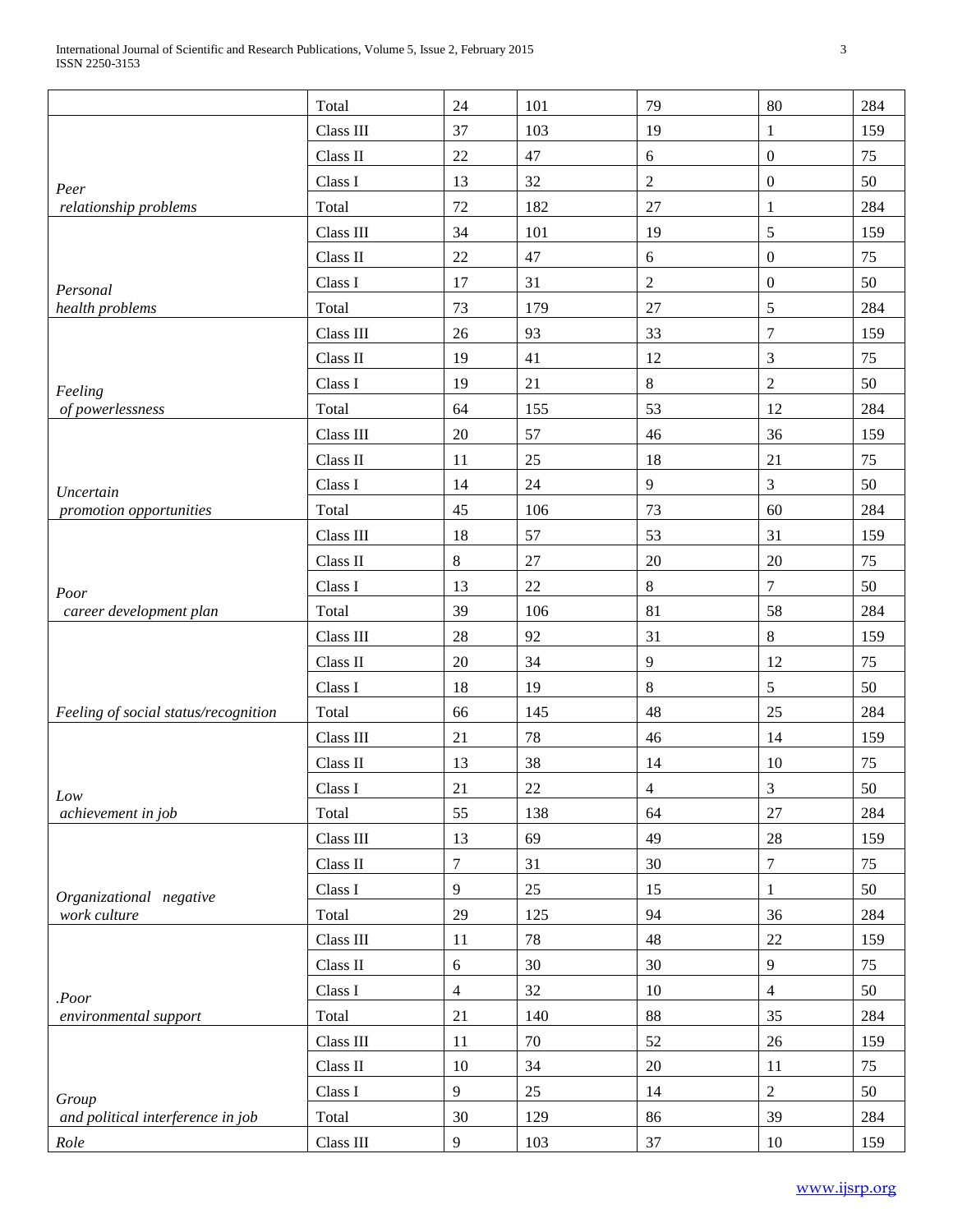| | | | | | | |
|---|---|---|---|---|---|---|
| | Total | 24 | 101 | 79 | 80 | 284 |
| *Peer relationship problems* | Class III | 37 | 103 | 19 | 1 | 159 |
| | Class II | 22 | 47 | 6 | 0 | 75 |
| | Class I | 13 | 32 | 2 | 0 | 50 |
| | Total | 72 | 182 | 27 | 1 | 284 |
| *Personal health problems* | Class III | 34 | 101 | 19 | 5 | 159 |
| | Class II | 22 | 47 | 6 | 0 | 75 |
| | Class I | 17 | 31 | 2 | 0 | 50 |
| | Total | 73 | 179 | 27 | 5 | 284 |
| *Feeling of powerlessness* | Class III | 26 | 93 | 33 | 7 | 159 |
| | Class II | 19 | 41 | 12 | 3 | 75 |
| | Class I | 19 | 21 | 8 | 2 | 50 |
| | Total | 64 | 155 | 53 | 12 | 284 |
| *Uncertain promotion opportunities* | Class III | 20 | 57 | 46 | 36 | 159 |
| | Class II | 11 | 25 | 18 | 21 | 75 |
| | Class I | 14 | 24 | 9 | 3 | 50 |
| | Total | 45 | 106 | 73 | 60 | 284 |
| *Poor career development plan* | Class III | 18 | 57 | 53 | 31 | 159 |
| | Class II | 8 | 27 | 20 | 20 | 75 |
| | Class I | 13 | 22 | 8 | 7 | 50 |
| | Total | 39 | 106 | 81 | 58 | 284 |
| *Feeling of social status/recognition* | Class III | 28 | 92 | 31 | 8 | 159 |
| | Class II | 20 | 34 | 9 | 12 | 75 |
| | Class I | 18 | 19 | 8 | 5 | 50 |
| | Total | 66 | 145 | 48 | 25 | 284 |
| *Low achievement in job* | Class III | 21 | 78 | 46 | 14 | 159 |
| | Class II | 13 | 38 | 14 | 10 | 75 |
| | Class I | 21 | 22 | 4 | 3 | 50 |
| | Total | 55 | 138 | 64 | 27 | 284 |
| *Organizational negative work culture* | Class III | 13 | 69 | 49 | 28 | 159 |
| | Class II | 7 | 31 | 30 | 7 | 75 |
| | Class I | 9 | 25 | 15 | 1 | 50 |
| | Total | 29 | 125 | 94 | 36 | 284 |
| *.Poor environmental support* | Class III | 11 | 78 | 48 | 22 | 159 |
| | Class II | 6 | 30 | 30 | 9 | 75 |
| | Class I | 4 | 32 | 10 | 4 | 50 |
| | Total | 21 | 140 | 88 | 35 | 284 |
| *Group and political interference in job* | Class III | 11 | 70 | 52 | 26 | 159 |
| | Class II | 10 | 34 | 20 | 11 | 75 |
| | Class I | 9 | 25 | 14 | 2 | 50 |
| | Total | 30 | 129 | 86 | 39 | 284 |
| *Role* | Class III | 9 | 103 | 37 | 10 | 159 |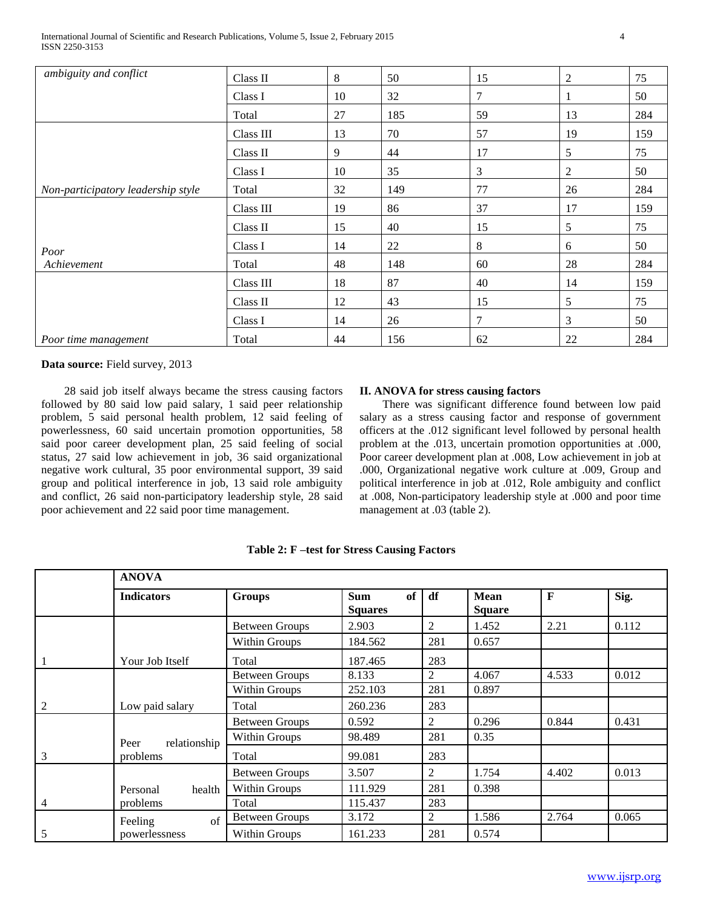| *ambiguity and conflict* | Class II | 8 | 50 | 15 | 2 | 75 |
|---|---|---|---|---|---|---|
| | Class I | 10 | 32 | 7 | 1 | 50 |
| | Total | 27 | 185 | 59 | 13 | 284 |
| | Class III | 13 | 70 | 57 | 19 | 159 |
| | Class II | 9 | 44 | 17 | 5 | 75 |
| | Class I | 10 | 35 | 3 | 2 | 50 |
| *Non-participatory leadership style* | Total | 32 | 149 | 77 | 26 | 284 |
| | Class III | 19 | 86 | 37 | 17 | 159 |
| | Class II | 15 | 40 | 15 | 5 | 75 |
| | Class I | 14 | 22 | 8 | 6 | 50 |
| *Poor Achievement* | Total | 48 | 148 | 60 | 28 | 284 |
| | Class III | 18 | 87 | 40 | 14 | 159 |
| | Class II | 12 | 43 | 15 | 5 | 75 |
| | Class I | 14 | 26 | 7 | 3 | 50 |
| *Poor time management* | Total | 44 | 156 | 62 | 22 | 284 |

**Data source:** Field survey, 2013

28 said job itself always became the stress causing factors followed by 80 said low paid salary, 1 said peer relationship problem, 5 said personal health problem, 12 said feeling of powerlessness, 60 said uncertain promotion opportunities, 58 said poor career development plan, 25 said feeling of social status, 27 said low achievement in job, 36 said organizational negative work cultural, 35 poor environmental support, 39 said group and political interference in job, 13 said role ambiguity and conflict, 26 said non-participatory leadership style, 28 said poor achievement and 22 said poor time management.

## II. ANOVA for stress causing factors

There was significant difference found between low paid salary as a stress causing factor and response of government officers at the .012 significant level followed by personal health problem at the .013, uncertain promotion opportunities at .000, Poor career development plan at .008, Low achievement in job at .000, Organizational negative work culture at .009, Group and political interference in job at .012, Role ambiguity and conflict at .008, Non-participatory leadership style at .000 and poor time management at .03 (table 2).

**Table 2: F –test for Stress Causing Factors**

| | **ANOVA** | | | | | | |
|---|---|---|---|---|---|---|---|
| | **Indicators** | **Groups** | **Sum of Squares** | **df** | **Mean Square** | **F** | **Sig.** |
| | | Between Groups | 2.903 | 2 | 1.452 | 2.21 | 0.112 |
| | | Within Groups | 184.562 | 281 | 0.657 | | |
| 1 | Your Job Itself | Total | 187.465 | 283 | | | |
| | | Between Groups | 8.133 | 2 | 4.067 | 4.533 | 0.012 |
| | | Within Groups | 252.103 | 281 | 0.897 | | |
| 2 | Low paid salary | Total | 260.236 | 283 | | | |
| | | Between Groups | 0.592 | 2 | 0.296 | 0.844 | 0.431 |
| | | Within Groups | 98.489 | 281 | 0.35 | | |
| 3 | Peer relationship problems | Total | 99.081 | 283 | | | |
| | | Between Groups | 3.507 | 2 | 1.754 | 4.402 | 0.013 |
| | | Within Groups | 111.929 | 281 | 0.398 | | |
| 4 | Personal health problems | Total | 115.437 | 283 | | | |
| | | Between Groups | 3.172 | 2 | 1.586 | 2.764 | 0.065 |
| 5 | Feeling of powerlessness | Within Groups | 161.233 | 281 | 0.574 | | |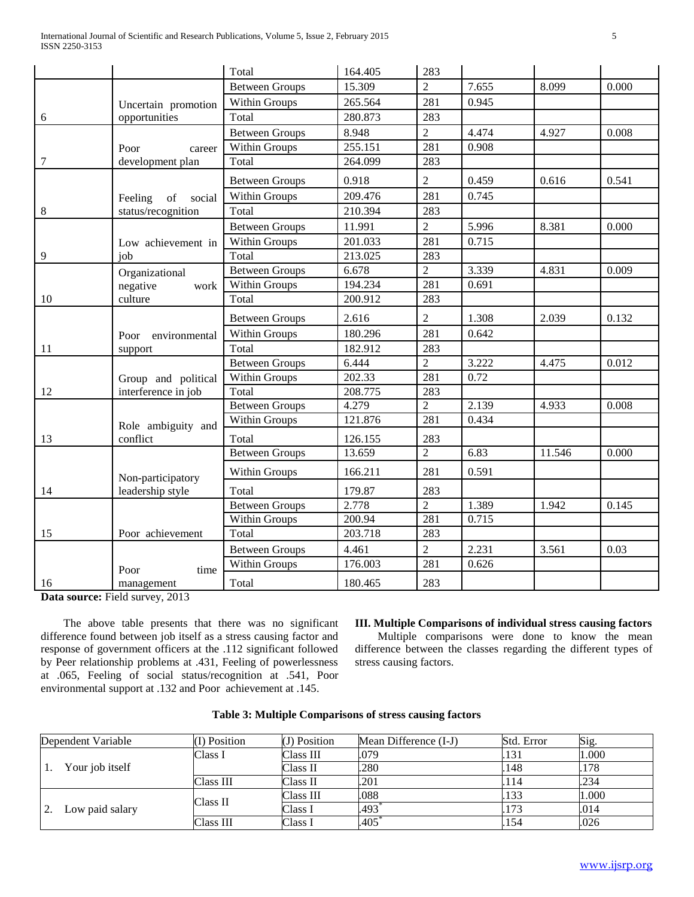|  |  | Total | 164.405 | 283 |  |  |  |
|---|---|---|---|---|---|---|---|
| 6 | Uncertain promotion opportunities | Between Groups | 15.309 | 2 | 7.655 | 8.099 | 0.000 |
|  |  | Within Groups | 265.564 | 281 | 0.945 |  |  |
|  |  | Total | 280.873 | 283 |  |  |  |
| 7 | Poor career development plan | Between Groups | 8.948 | 2 | 4.474 | 4.927 | 0.008 |
|  |  | Within Groups | 255.151 | 281 | 0.908 |  |  |
|  |  | Total | 264.099 | 283 |  |  |  |
| 8 | Feeling of social status/recognition | Between Groups | 0.918 | 2 | 0.459 | 0.616 | 0.541 |
|  |  | Within Groups | 209.476 | 281 | 0.745 |  |  |
|  |  | Total | 210.394 | 283 |  |  |  |
| 9 | Low achievement in job | Between Groups | 11.991 | 2 | 5.996 | 8.381 | 0.000 |
|  |  | Within Groups | 201.033 | 281 | 0.715 |  |  |
|  |  | Total | 213.025 | 283 |  |  |  |
| 10 | Organizational negative work culture | Between Groups | 6.678 | 2 | 3.339 | 4.831 | 0.009 |
|  |  | Within Groups | 194.234 | 281 | 0.691 |  |  |
|  |  | Total | 200.912 | 283 |  |  |  |
| 11 | Poor environmental support | Between Groups | 2.616 | 2 | 1.308 | 2.039 | 0.132 |
|  |  | Within Groups | 180.296 | 281 | 0.642 |  |  |
|  |  | Total | 182.912 | 283 |  |  |  |
| 12 | Group and political interference in job | Between Groups | 6.444 | 2 | 3.222 | 4.475 | 0.012 |
|  |  | Within Groups | 202.33 | 281 | 0.72 |  |  |
|  |  | Total | 208.775 | 283 |  |  |  |
| 13 | Role ambiguity and conflict | Between Groups | 4.279 | 2 | 2.139 | 4.933 | 0.008 |
|  |  | Within Groups | 121.876 | 281 | 0.434 |  |  |
|  |  | Total | 126.155 | 283 |  |  |  |
| 14 | Non-participatory leadership style | Between Groups | 13.659 | 2 | 6.83 | 11.546 | 0.000 |
|  |  | Within Groups | 166.211 | 281 | 0.591 |  |  |
|  |  | Total | 179.87 | 283 |  |  |  |
| 15 | Poor achievement | Between Groups | 2.778 | 2 | 1.389 | 1.942 | 0.145 |
|  |  | Within Groups | 200.94 | 281 | 0.715 |  |  |
|  |  | Total | 203.718 | 283 |  |  |  |
| 16 | Poor time management | Between Groups | 4.461 | 2 | 2.231 | 3.561 | 0.03 |
|  |  | Within Groups | 176.003 | 281 | 0.626 |  |  |
|  |  | Total | 180.465 | 283 |  |  |  |

**Data source:** Field survey, 2013

The above table presents that there was no significant difference found between job itself as a stress causing factor and response of government officers at the .112 significant followed by Peer relationship problems at .431, Feeling of powerlessness at .065, Feeling of social status/recognition at .541, Poor environmental support at .132 and Poor achievement at .145.

### III. Multiple Comparisons of individual stress causing factors

Multiple comparisons were done to know the mean difference between the classes regarding the different types of stress causing factors.

**Table 3: Multiple Comparisons of stress causing factors**

| Dependent Variable | (I) Position | (J) Position | Mean Difference (I-J) | Std. Error | Sig. |
|---|---|---|---|---|---|
| 1. Your job itself | Class I | Class III | .079 | .131 | 1.000 |
|  |  | Class II | .280 | .148 | .178 |
|  | Class III | Class II | .201 | .114 | .234 |
| 2. Low paid salary | Class II | Class III | .088 | .133 | 1.000 |
|  |  | Class I | .493* | .173 | .014 |
|  | Class III | Class I | .405* | .154 | .026 |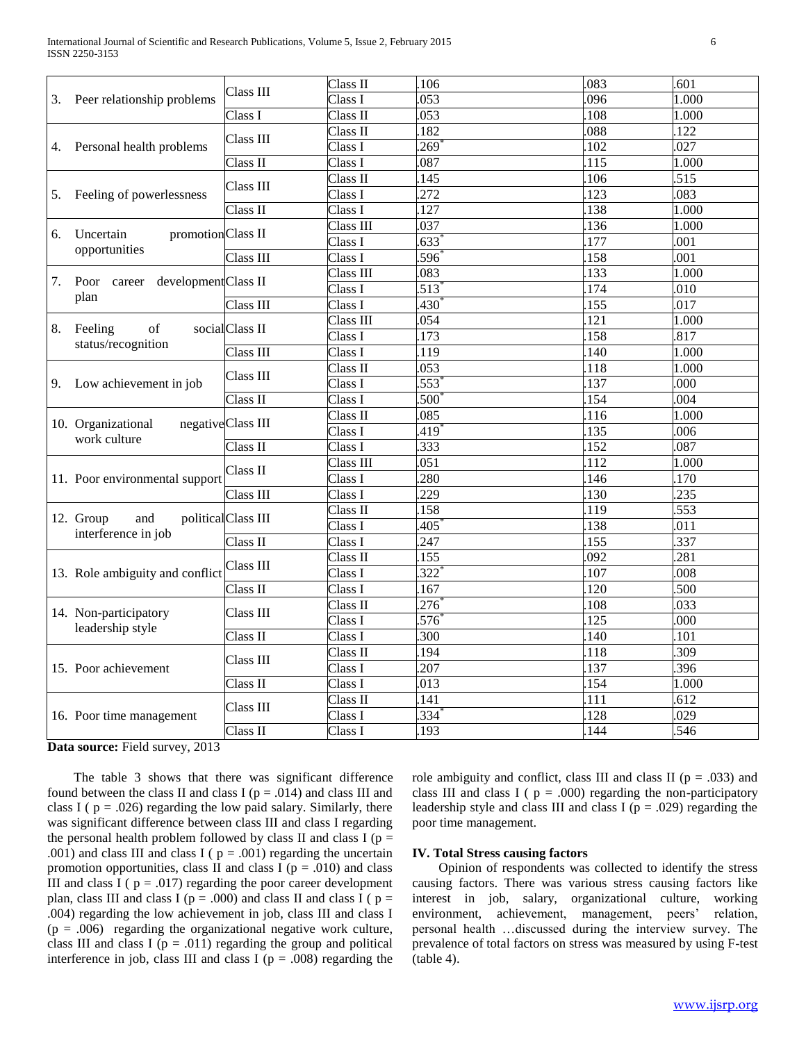| | | | | | |
|---|---|---|---|---|---|
| 3. Peer relationship problems | Class III | Class II | .106 | .083 | .601 |
| | | Class I | .053 | .096 | 1.000 |
| | Class I | Class II | .053 | .108 | 1.000 |
| 4. Personal health problems | Class III | Class II | .182 | .088 | .122 |
| | | Class I | .269* | .102 | .027 |
| | Class II | Class I | .087 | .115 | 1.000 |
| 5. Feeling of powerlessness | Class III | Class II | .145 | .106 | .515 |
| | | Class I | .272 | .123 | .083 |
| | Class II | Class I | .127 | .138 | 1.000 |
| 6. Uncertain promotion opportunities | Class II | Class III | .037 | .136 | 1.000 |
| | | Class I | .633* | .177 | .001 |
| | Class III | Class I | .596* | .158 | .001 |
| 7. Poor career development plan | Class II | Class III | .083 | .133 | 1.000 |
| | | Class I | .513* | .174 | .010 |
| | Class III | Class I | .430* | .155 | .017 |
| 8. Feeling of social status/recognition | Class II | Class III | .054 | .121 | 1.000 |
| | | Class I | .173 | .158 | .817 |
| | Class III | Class I | .119 | .140 | 1.000 |
| 9. Low achievement in job | Class III | Class II | .053 | .118 | 1.000 |
| | | Class I | .553* | .137 | .000 |
| | Class II | Class I | .500* | .154 | .004 |
| 10. Organizational negative work culture | Class III | Class II | .085 | .116 | 1.000 |
| | | Class I | .419* | .135 | .006 |
| | Class II | Class I | .333 | .152 | .087 |
| 11. Poor environmental support | Class II | Class III | .051 | .112 | 1.000 |
| | | Class I | .280 | .146 | .170 |
| | Class III | Class I | .229 | .130 | .235 |
| 12. Group and political interference in job | Class III | Class II | .158 | .119 | .553 |
| | | Class I | .405* | .138 | .011 |
| | Class II | Class I | .247 | .155 | .337 |
| 13. Role ambiguity and conflict | Class III | Class II | .155 | .092 | .281 |
| | | Class I | .322* | .107 | .008 |
| | Class II | Class I | .167 | .120 | .500 |
| 14. Non-participatory leadership style | Class III | Class II | .276* | .108 | .033 |
| | | Class I | .576* | .125 | .000 |
| | Class II | Class I | .300 | .140 | .101 |
| 15. Poor achievement | Class III | Class II | .194 | .118 | .309 |
| | | Class I | .207 | .137 | .396 |
| | Class II | Class I | .013 | .154 | 1.000 |
| 16. Poor time management | Class III | Class II | .141 | .111 | .612 |
| | | Class I | .334* | .128 | .029 |
| | Class II | Class I | .193 | .144 | .546 |

**Data source:** Field survey, 2013

The table 3 shows that there was significant difference found between the class II and class I ($p = .014$) and class III and class I ( $p = .026$) regarding the low paid salary. Similarly, there was significant difference between class III and class I regarding the personal health problem followed by class II and class I ($p = .001$) and class III and class I ( $p = .001$) regarding the uncertain promotion opportunities, class II and class I ($p = .010$) and class III and class I ( $p = .017$) regarding the poor career development plan, class III and class I ($p = .000$) and class II and class I ( $p = .004$) regarding the low achievement in job, class III and class I ($p = .006$) regarding the organizational negative work culture, class III and class I ($p = .011$) regarding the group and political interference in job, class III and class I ($p = .008$) regarding the role ambiguity and conflict, class III and class II ($p = .033$) and class III and class I ( $p = .000$) regarding the non-participatory leadership style and class III and class I ($p = .029$) regarding the poor time management.

## IV. Total Stress causing factors

Opinion of respondents was collected to identify the stress causing factors. There was various stress causing factors like interest in job, salary, organizational culture, working environment, achievement, management, peers' relation, personal health …discussed during the interview survey. The prevalence of total factors on stress was measured by using F-test (table 4).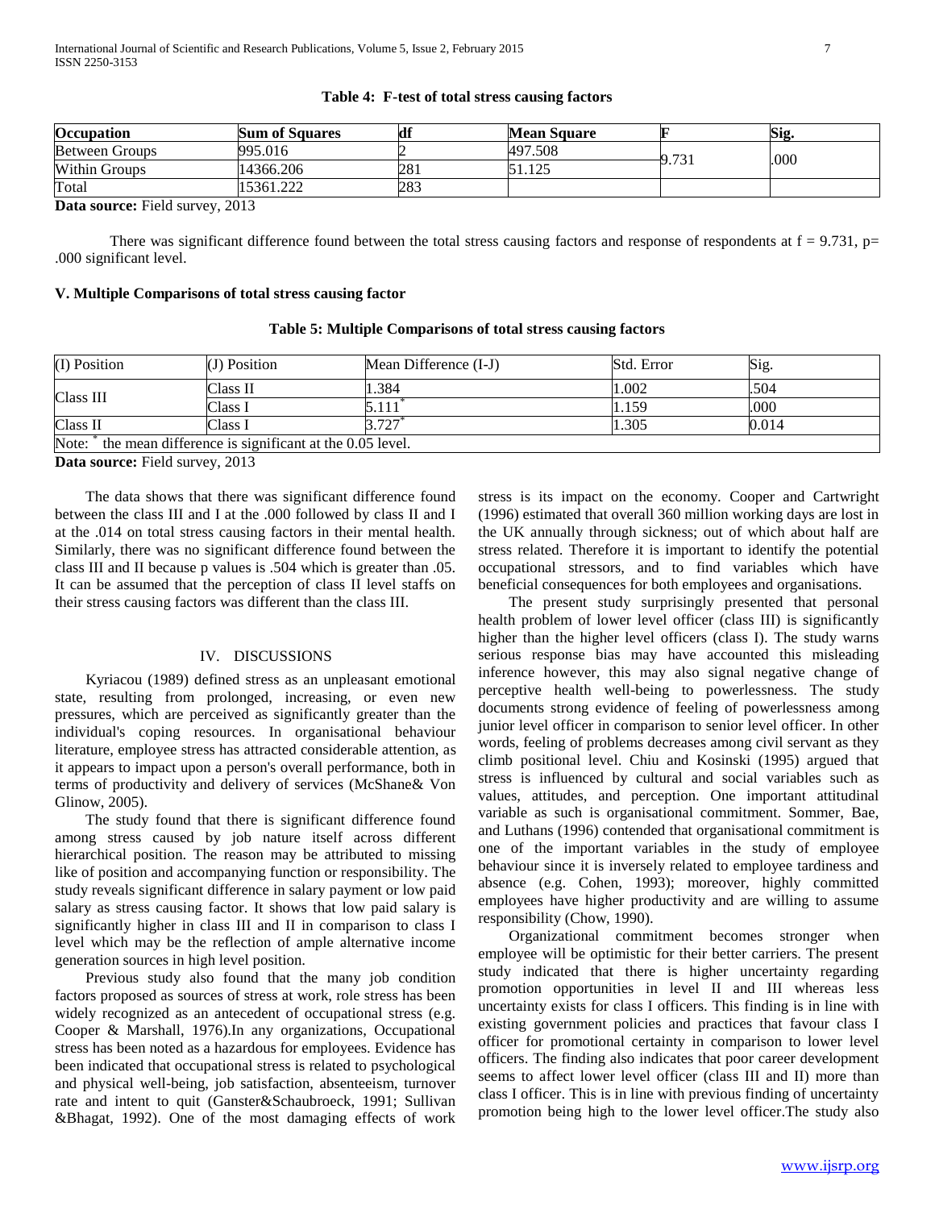**Table 4: F-test of total stress causing factors**

| Occupation | Sum of Squares | df | Mean Square | F | Sig. |
|---|---|---|---|---|---|
| Between Groups | 995.016 | 2 | 497.508 | 9.731 | .000 |
| Within Groups | 14366.206 | 281 | 51.125 | | |
| Total | 15361.222 | 283 | | | |

**Data source:** Field survey, 2013

There was significant difference found between the total stress causing factors and response of respondents at f = 9.731, p= .000 significant level.

### V. Multiple Comparisons of total stress causing factor

**Table 5: Multiple Comparisons of total stress causing factors**

| (I) Position | (J) Position | Mean Difference (I-J) | Std. Error | Sig. |
|---|---|---|---|---|
| Class III | Class II | 1.384 | 1.002 | .504 |
| | Class I | 5.111* | 1.159 | .000 |
| Class II | Class I | 3.727* | 1.305 | 0.014 |
| Note: * the mean difference is significant at the 0.05 level. | | | | |

**Data source:** Field survey, 2013

The data shows that there was significant difference found between the class III and I at the .000 followed by class II and I at the .014 on total stress causing factors in their mental health. Similarly, there was no significant difference found between the class III and II because p values is .504 which is greater than .05. It can be assumed that the perception of class II level staffs on their stress causing factors was different than the class III.

## IV. DISCUSSIONS

Kyriacou (1989) defined stress as an unpleasant emotional state, resulting from prolonged, increasing, or even new pressures, which are perceived as significantly greater than the individual's coping resources. In organisational behaviour literature, employee stress has attracted considerable attention, as it appears to impact upon a person's overall performance, both in terms of productivity and delivery of services (McShane& Von Glinow, 2005).

The study found that there is significant difference found among stress caused by job nature itself across different hierarchical position. The reason may be attributed to missing like of position and accompanying function or responsibility. The study reveals significant difference in salary payment or low paid salary as stress causing factor. It shows that low paid salary is significantly higher in class III and II in comparison to class I level which may be the reflection of ample alternative income generation sources in high level position.

Previous study also found that the many job condition factors proposed as sources of stress at work, role stress has been widely recognized as an antecedent of occupational stress (e.g. Cooper & Marshall, 1976).In any organizations, Occupational stress has been noted as a hazardous for employees. Evidence has been indicated that occupational stress is related to psychological and physical well-being, job satisfaction, absenteeism, turnover rate and intent to quit (Ganster&Schaubroeck, 1991; Sullivan &Bhagat, 1992). One of the most damaging effects of work stress is its impact on the economy. Cooper and Cartwright (1996) estimated that overall 360 million working days are lost in the UK annually through sickness; out of which about half are stress related. Therefore it is important to identify the potential occupational stressors, and to find variables which have beneficial consequences for both employees and organisations.

The present study surprisingly presented that personal health problem of lower level officer (class III) is significantly higher than the higher level officers (class I). The study warns serious response bias may have accounted this misleading inference however, this may also signal negative change of perceptive health well-being to powerlessness. The study documents strong evidence of feeling of powerlessness among junior level officer in comparison to senior level officer. In other words, feeling of problems decreases among civil servant as they climb positional level. Chiu and Kosinski (1995) argued that stress is influenced by cultural and social variables such as values, attitudes, and perception. One important attitudinal variable as such is organisational commitment. Sommer, Bae, and Luthans (1996) contended that organisational commitment is one of the important variables in the study of employee behaviour since it is inversely related to employee tardiness and absence (e.g. Cohen, 1993); moreover, highly committed employees have higher productivity and are willing to assume responsibility (Chow, 1990).

Organizational commitment becomes stronger when employee will be optimistic for their better carriers. The present study indicated that there is higher uncertainty regarding promotion opportunities in level II and III whereas less uncertainty exists for class I officers. This finding is in line with existing government policies and practices that favour class I officer for promotional certainty in comparison to lower level officers. The finding also indicates that poor career development seems to affect lower level officer (class III and II) more than class I officer. This is in line with previous finding of uncertainty promotion being high to the lower level officer.The study also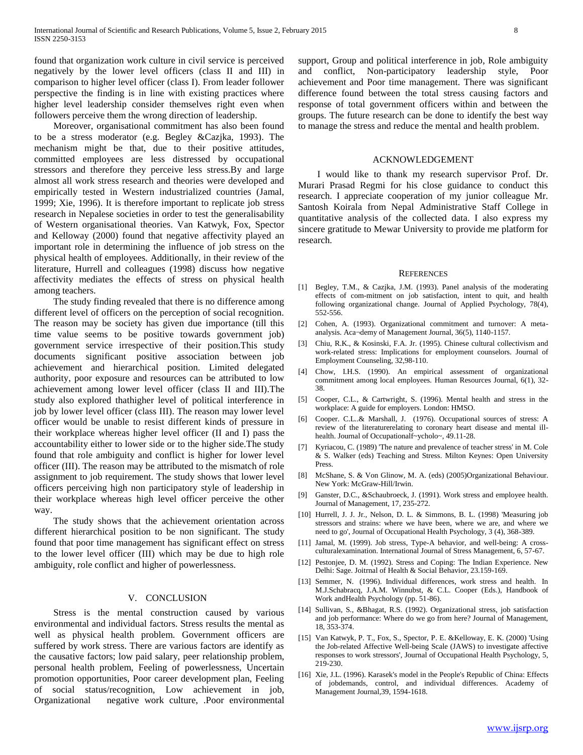found that organization work culture in civil service is perceived negatively by the lower level officers (class II and III) in comparison to higher level officer (class I). From leader follower perspective the finding is in line with existing practices where higher level leadership consider themselves right even when followers perceive them the wrong direction of leadership.

Moreover, organisational commitment has also been found to be a stress moderator (e.g. Begley &Cazjka, 1993). The mechanism might be that, due to their positive attitudes, committed employees are less distressed by occupational stressors and therefore they perceive less stress.By and large almost all work stress research and theories were developed and empirically tested in Western industrialized countries (Jamal, 1999; Xie, 1996). It is therefore important to replicate job stress research in Nepalese societies in order to test the generalisability of Western organisational theories. Van Katwyk, Fox, Spector and Kelloway (2000) found that negative affectivity played an important role in determining the influence of job stress on the physical health of employees. Additionally, in their review of the literature, Hurrell and colleagues (1998) discuss how negative affectivity mediates the effects of stress on physical health among teachers.

The study finding revealed that there is no difference among different level of officers on the perception of social recognition. The reason may be society has given due importance (till this time value seems to be positive towards government job) government service irrespective of their position.This study documents significant positive association between job achievement and hierarchical position. Limited delegated authority, poor exposure and resources can be attributed to low achievement among lower level officer (class II and III).The study also explored thathigher level of political interference in job by lower level officer (class III). The reason may lower level officer would be unable to resist different kinds of pressure in their workplace whereas higher level officer (II and I) pass the accountability either to lower side or to the higher side.The study found that role ambiguity and conflict is higher for lower level officer (III). The reason may be attributed to the mismatch of role assignment to job requirement. The study shows that lower level officers perceiving high non participatory style of leadership in their workplace whereas high level officer perceive the other way.

The study shows that the achievement orientation across different hierarchical position to be non significant. The study found that poor time management has significant effect on stress to the lower level officer (III) which may be due to high role ambiguity, role conflict and higher of powerlessness.

## V. CONCLUSION

Stress is the mental construction caused by various environmental and individual factors. Stress results the mental as well as physical health problem. Government officers are suffered by work stress. There are various factors are identify as the causative factors; low paid salary, peer relationship problem, personal health problem, Feeling of powerlessness, Uncertain promotion opportunities, Poor career development plan, Feeling of social status/recognition, Low achievement in job, Organizational negative work culture, .Poor environmental support, Group and political interference in job, Role ambiguity and conflict, Non-participatory leadership style, Poor achievement and Poor time management. There was significant difference found between the total stress causing factors and response of total government officers within and between the groups. The future research can be done to identify the best way to manage the stress and reduce the mental and health problem.

## ACKNOWLEDGEMENT

I would like to thank my research supervisor Prof. Dr. Murari Prasad Regmi for his close guidance to conduct this research. I appreciate cooperation of my junior colleague Mr. Santosh Koirala from Nepal Administrative Staff College in quantitative analysis of the collected data. I also express my sincere gratitude to Mewar University to provide me platform for research.

## REFERENCES

[1] Begley, T.M., & Cazjka, J.M. (1993). Panel analysis of the moderating effects of com-mitment on job satisfaction, intent to quit, and health following organizational change. Journal of Applied Psychology, 78(4), 552-556.

[2] Cohen, A. (1993). Organizational commitment and turnover: A meta-analysis. Aca¬demy of Management Journal, 36(5), 1140-1157.

[3] Chiu, R.K., & Kosinski, F.A. Jr. (1995). Chinese cultural collectivism and work-related stress: Implications for employment counselors. Journal of Employment Counseling, 32,98-110.

[4] Chow, I.H.S. (1990). An empirical assessment of organizational commitment among local employees. Human Resources Journal, 6(1), 32-38.

[5] Cooper, C.L., & Cartwright, S. (1996). Mental health and stress in the workplace: A guide for employers. London: HMSO.

[6] Cooper. C.L..& Marshall, J. (1976). Occupational sources of stress: A review of the literaturerelating to coronary heart disease and mental ill-health. Journal of Occupationalf~ycholo~, 49.11-28.

[7] Kyriacou, C. (1989) 'The nature and prevalence of teacher stress' in M. Cole & S. Walker (eds) Teaching and Stress. Milton Keynes: Open University Press.

[8] McShane, S. & Von Glinow, M. A. (eds) (2005)Organizational Behaviour. New York: McGraw-Hill/Irwin.

[9] Ganster, D.C., &Schaubroeck, J. (1991). Work stress and employee health. Journal of Management, 17, 235-272.

[10] Hurrell, J. J. Jr., Nelson, D. L. & Simmons, B. L. (1998) 'Measuring job stressors and strains: where we have been, where we are, and where we need to go', Journal of Occupational Health Psychology, 3 (4), 368-389.

[11] Jamal, M. (1999). Job stress, Type-A behavior, and well-being: A cross-culturalexamination. International Journal of Stress Management, 6, 57-67.

[12] Pestonjee, D. M. (1992). Stress and Coping: The Indian Experience. New Delhi: Sage. Joitrnal of Health & Social Behavior, 23.159-169.

[13] Semmer, N. (1996). Individual differences, work stress and health. In M.J.Schabracq, J.A.M. Winnubst, & C.L. Cooper (Eds.), Handbook of Work andHealth Psychology (pp. 51-86).

[14] Sullivan, S., &Bhagat, R.S. (1992). Organizational stress, job satisfaction and job performance: Where do we go from here? Journal of Management, 18, 353-374.

[15] Van Katwyk, P. T., Fox, S., Spector, P. E. &Kelloway, E. K. (2000) 'Using the Job-related Affective Well-being Scale (JAWS) to investigate affective responses to work stressors', Journal of Occupational Health Psychology, 5, 219-230.

[16] Xie, J.L. (1996). Karasek's model in the People's Republic of China: Effects of jobdemands, control, and individual differences. Academy of Management Journal,39, 1594-1618.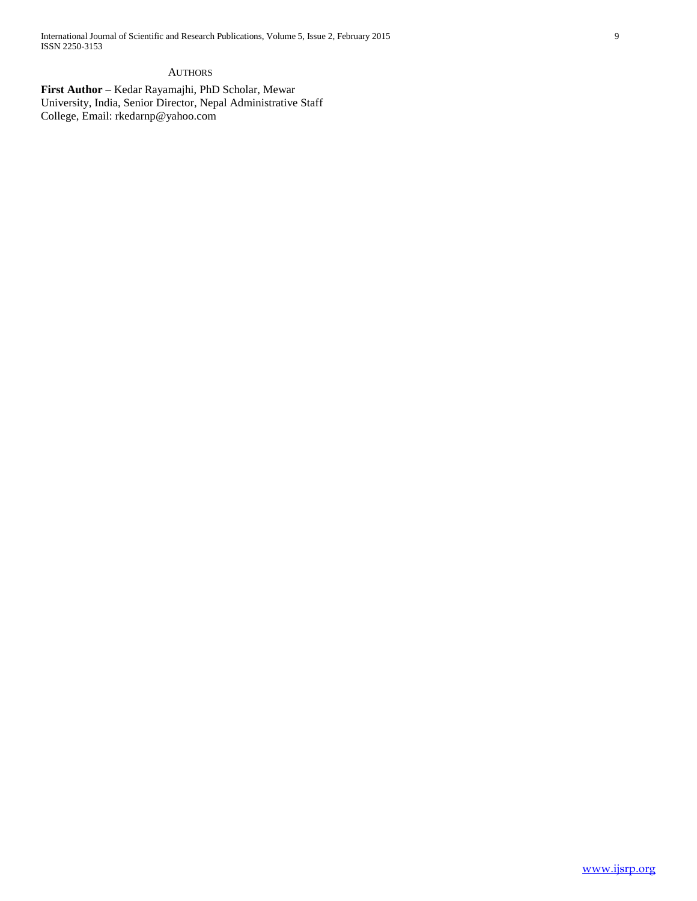## AUTHORS

**First Author** – Kedar Rayamajhi, PhD Scholar, Mewar University, India, Senior Director, Nepal Administrative Staff College, Email: rkedarnp@yahoo.com